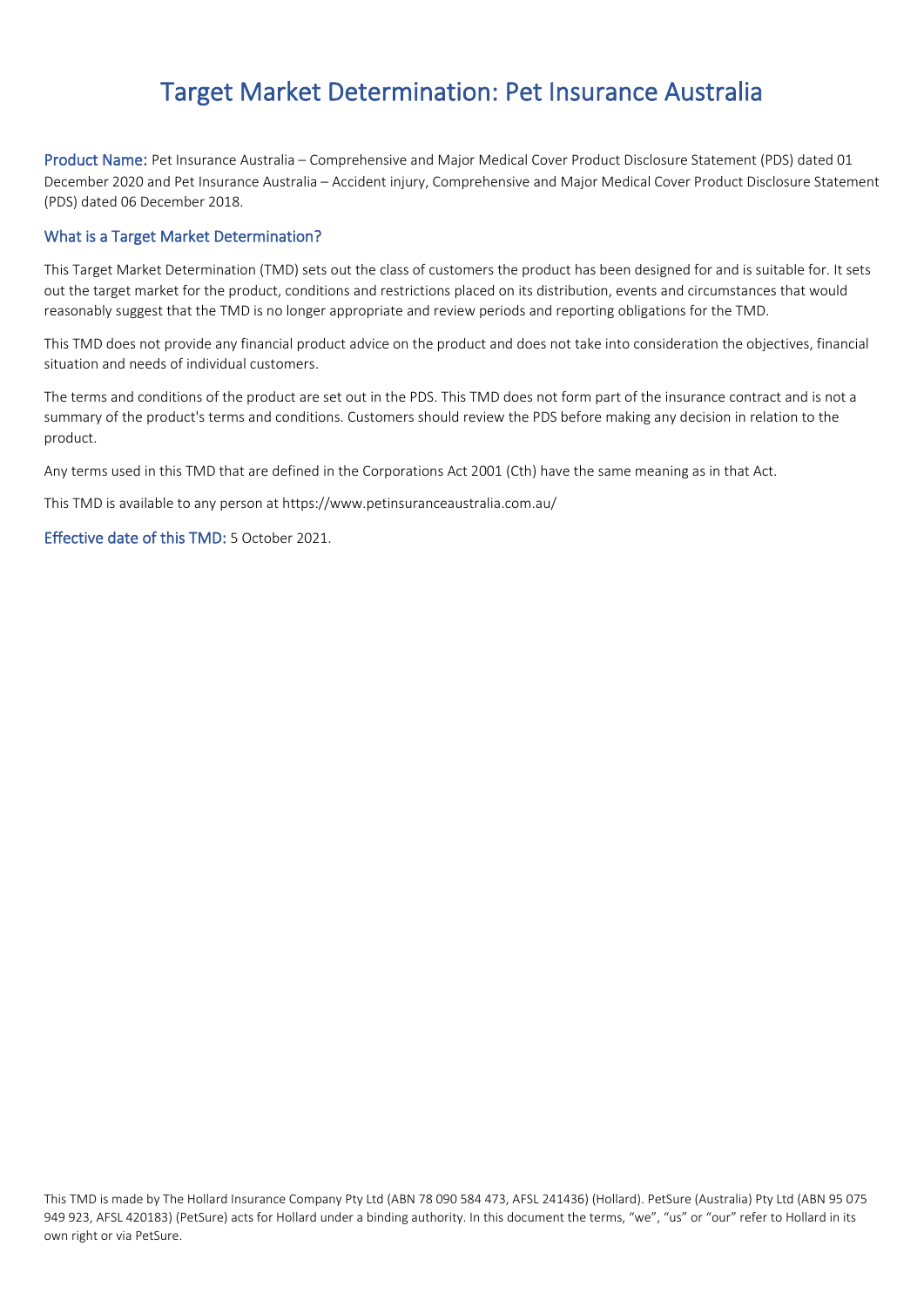# Target Market Determination: Pet Insurance Australia

**Product Name:** Pet Insurance Australia – Comprehensive and Major Medical Cover Product Disclosure Statement (PDS) dated 01 December 2020 and Pet Insurance Australia – Accident injury, Comprehensive and Major Medical Cover Product Disclosure Statement (PDS) dated 06 December 2018.

## What is a Target Market Determination?

This Target Market Determination (TMD) sets out the class of customers the product has been designed for and is suitable for. It sets out the target market for the product, conditions and restrictions placed on its distribution, events and circumstances that would reasonably suggest that the TMD is no longer appropriate and review periods and reporting obligations for the TMD.

This TMD does not provide any financial product advice on the product and does not take into consideration the objectives, financial situation and needs of individual customers.

The terms and conditions of the product are set out in the PDS. This TMD does not form part of the insurance contract and is not a summary of the product's terms and conditions. Customers should review the PDS before making any decision in relation to the product.

Any terms used in this TMD that are defined in the Corporations Act 2001 (Cth) have the same meaning as in that Act.

This TMD is available to any person at https://www.petinsuranceaustralia.com.au/

**Effective date of this TMD:** 5 October 2021.

This TMD is made by The Hollard Insurance Company Pty Ltd (ABN 78 090 584 473, AFSL 241436) (Hollard). PetSure (Australia) Pty Ltd (ABN 95 075 949 923, AFSL 420183) (PetSure) acts for Hollard under a binding authority. In this document the terms, "we", "us" or "our" refer to Hollard in its own right or via PetSure.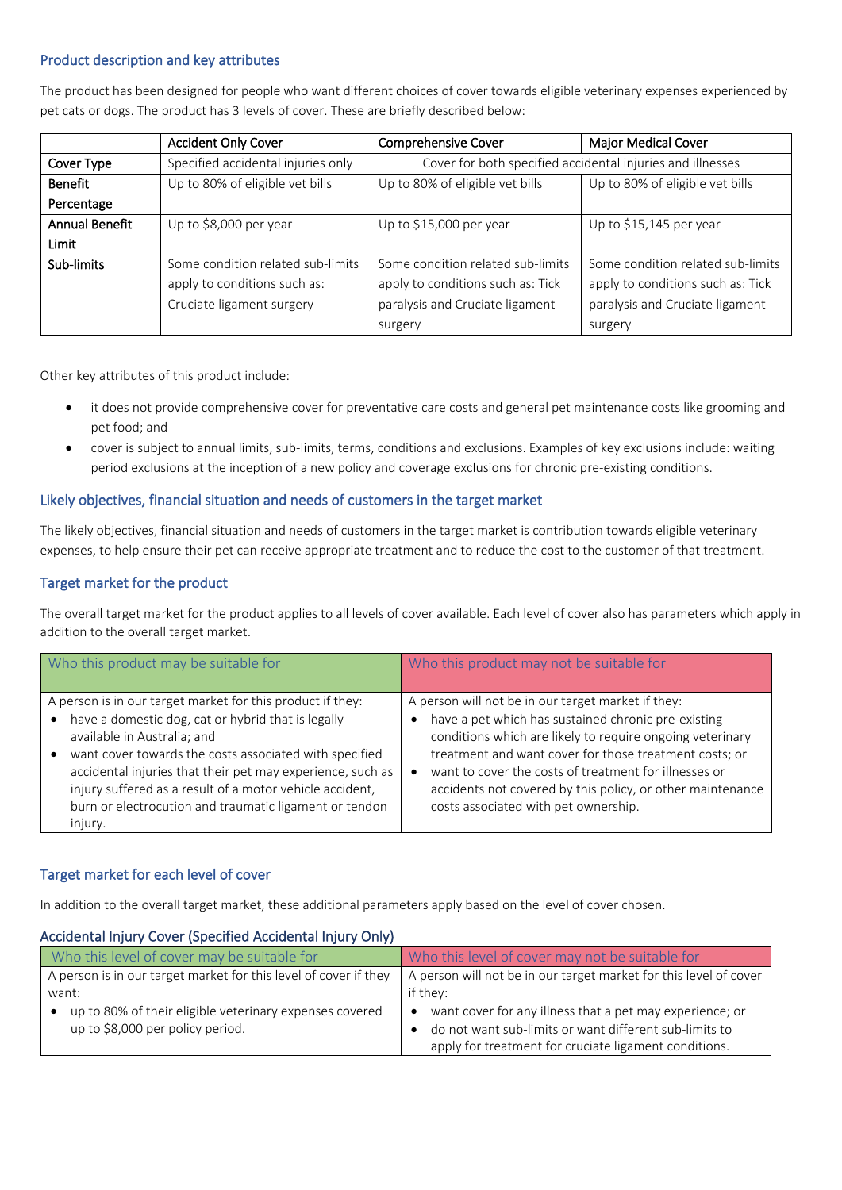## Product description and key attributes

The product has been designed for people who want different choices of cover towards eligible veterinary expenses experienced by pet cats or dogs. The product has 3 levels of cover. These are briefly described below:

| | Accident Only Cover | Comprehensive Cover | Major Medical Cover |
|---|---|---|---|
| Cover Type | Specified accidental injuries only | Cover for both specified accidental injuries and illnesses | |
| Benefit Percentage | Up to 80% of eligible vet bills | Up to 80% of eligible vet bills | Up to 80% of eligible vet bills |
| Annual Benefit Limit | Up to $8,000 per year | Up to $15,000 per year | Up to $15,145 per year |
| Sub-limits | Some condition related sub-limits apply to conditions such as: Cruciate ligament surgery | Some condition related sub-limits apply to conditions such as: Tick paralysis and Cruciate ligament surgery | Some condition related sub-limits apply to conditions such as: Tick paralysis and Cruciate ligament surgery |

Other key attributes of this product include:

- it does not provide comprehensive cover for preventative care costs and general pet maintenance costs like grooming and pet food; and
- cover is subject to annual limits, sub-limits, terms, conditions and exclusions. Examples of key exclusions include: waiting period exclusions at the inception of a new policy and coverage exclusions for chronic pre-existing conditions.

## Likely objectives, financial situation and needs of customers in the target market

The likely objectives, financial situation and needs of customers in the target market is contribution towards eligible veterinary expenses, to help ensure their pet can receive appropriate treatment and to reduce the cost to the customer of that treatment.

## Target market for the product

The overall target market for the product applies to all levels of cover available. Each level of cover also has parameters which apply in addition to the overall target market.

| Who this product may be suitable for | Who this product may not be suitable for |
|---|---|
| A person is in our target market for this product if they:<br>• have a domestic dog, cat or hybrid that is legally available in Australia; and<br>• want cover towards the costs associated with specified accidental injuries that their pet may experience, such as injury suffered as a result of a motor vehicle accident, burn or electrocution and traumatic ligament or tendon injury. | A person will not be in our target market if they:<br>• have a pet which has sustained chronic pre-existing conditions which are likely to require ongoing veterinary treatment and want cover for those treatment costs; or<br>• want to cover the costs of treatment for illnesses or accidents not covered by this policy, or other maintenance costs associated with pet ownership. |

## Target market for each level of cover

In addition to the overall target market, these additional parameters apply based on the level of cover chosen.

### Accidental Injury Cover (Specified Accidental Injury Only)

| Who this level of cover may be suitable for | Who this level of cover may not be suitable for |
|---|---|
| A person is in our target market for this level of cover if they want:<br>• up to 80% of their eligible veterinary expenses covered up to $8,000 per policy period. | A person will not be in our target market for this level of cover if they:<br>• want cover for any illness that a pet may experience; or<br>• do not want sub-limits or want different sub-limits to apply for treatment for cruciate ligament conditions. |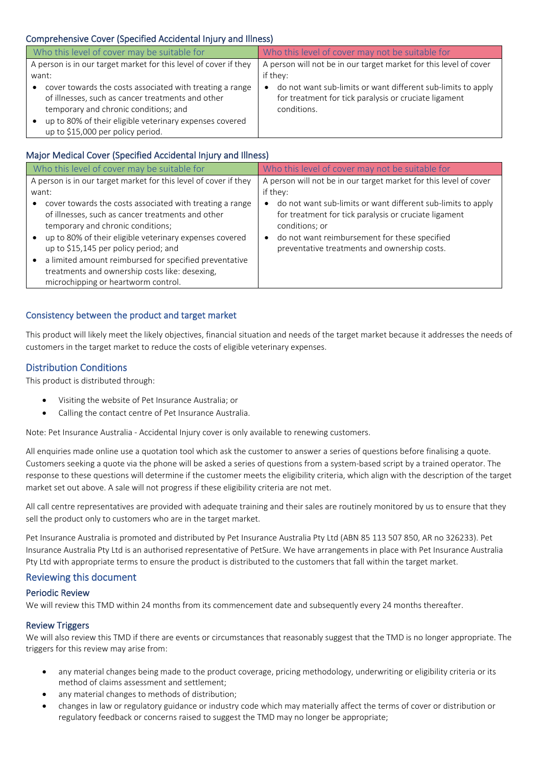### Comprehensive Cover (Specified Accidental Injury and Illness)

| Who this level of cover may be suitable for | Who this level of cover may not be suitable for |
|---|---|
| A person is in our target market for this level of cover if they want:<br>• cover towards the costs associated with treating a range of illnesses, such as cancer treatments and other temporary and chronic conditions; and<br>• up to 80% of their eligible veterinary expenses covered up to $15,000 per policy period. | A person will not be in our target market for this level of cover if they:<br>• do not want sub-limits or want different sub-limits to apply for treatment for tick paralysis or cruciate ligament conditions. |

### Major Medical Cover (Specified Accidental Injury and Illness)

| Who this level of cover may be suitable for | Who this level of cover may not be suitable for |
|---|---|
| A person is in our target market for this level of cover if they want:<br>• cover towards the costs associated with treating a range of illnesses, such as cancer treatments and other temporary and chronic conditions;<br>• up to 80% of their eligible veterinary expenses covered up to $15,145 per policy period; and<br>• a limited amount reimbursed for specified preventative treatments and ownership costs like: desexing, microchipping or heartworm control. | A person will not be in our target market for this level of cover if they:<br>• do not want sub-limits or want different sub-limits to apply for treatment for tick paralysis or cruciate ligament conditions; or<br>• do not want reimbursement for these specified preventative treatments and ownership costs. |

### Consistency between the product and target market

This product will likely meet the likely objectives, financial situation and needs of the target market because it addresses the needs of customers in the target market to reduce the costs of eligible veterinary expenses.

## Distribution Conditions

This product is distributed through:

- Visiting the website of Pet Insurance Australia; or
- Calling the contact centre of Pet Insurance Australia.

Note: Pet Insurance Australia - Accidental Injury cover is only available to renewing customers.

All enquiries made online use a quotation tool which ask the customer to answer a series of questions before finalising a quote. Customers seeking a quote via the phone will be asked a series of questions from a system-based script by a trained operator. The response to these questions will determine if the customer meets the eligibility criteria, which align with the description of the target market set out above. A sale will not progress if these eligibility criteria are not met.

All call centre representatives are provided with adequate training and their sales are routinely monitored by us to ensure that they sell the product only to customers who are in the target market.

Pet Insurance Australia is promoted and distributed by Pet Insurance Australia Pty Ltd (ABN 85 113 507 850, AR no 326233). Pet Insurance Australia Pty Ltd is an authorised representative of PetSure. We have arrangements in place with Pet Insurance Australia Pty Ltd with appropriate terms to ensure the product is distributed to the customers that fall within the target market.

## Reviewing this document

### Periodic Review

We will review this TMD within 24 months from its commencement date and subsequently every 24 months thereafter.

### Review Triggers

We will also review this TMD if there are events or circumstances that reasonably suggest that the TMD is no longer appropriate. The triggers for this review may arise from:

- any material changes being made to the product coverage, pricing methodology, underwriting or eligibility criteria or its method of claims assessment and settlement;
- any material changes to methods of distribution;
- changes in law or regulatory guidance or industry code which may materially affect the terms of cover or distribution or regulatory feedback or concerns raised to suggest the TMD may no longer be appropriate;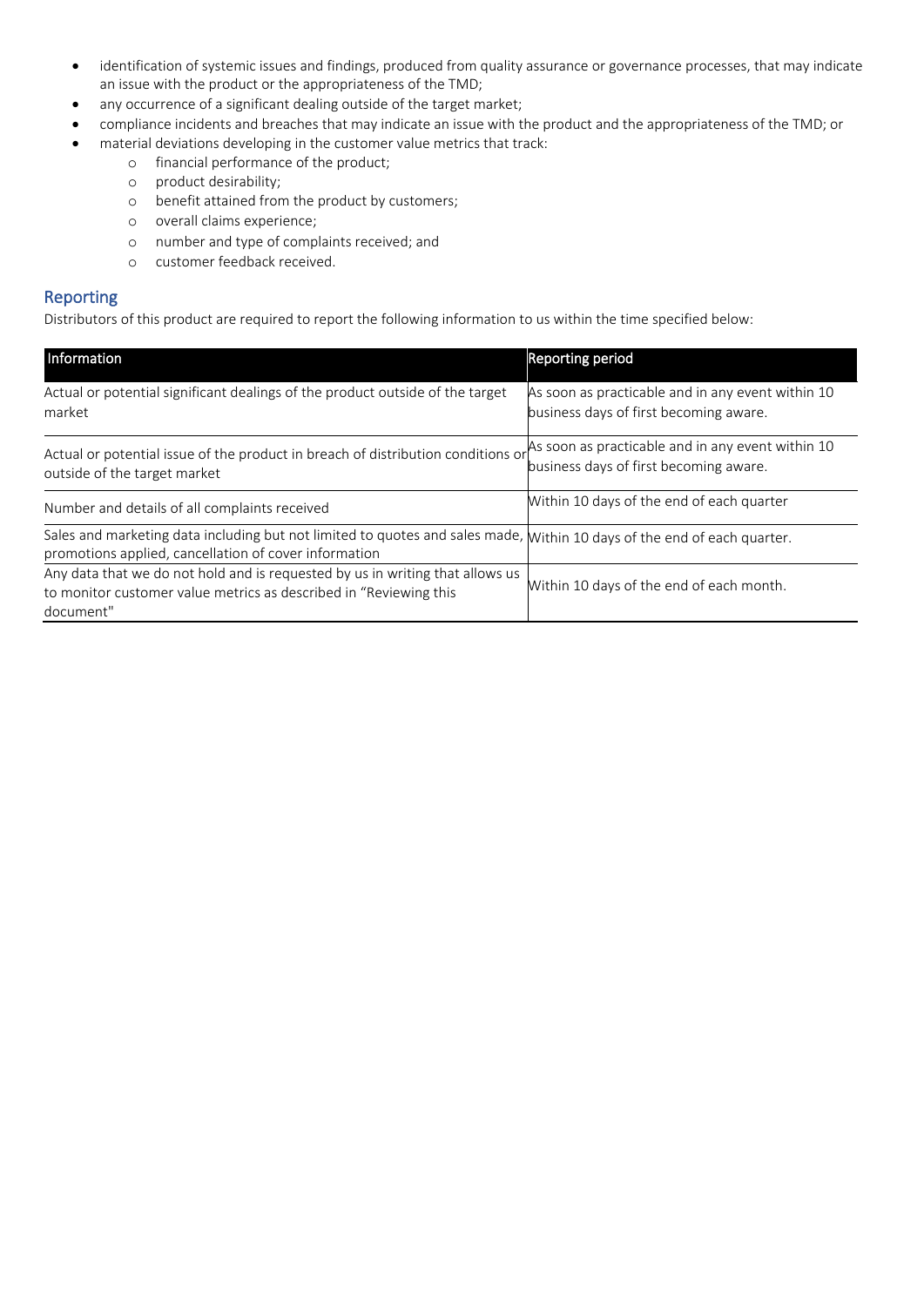- identification of systemic issues and findings, produced from quality assurance or governance processes, that may indicate an issue with the product or the appropriateness of the TMD;
- any occurrence of a significant dealing outside of the target market;
- compliance incidents and breaches that may indicate an issue with the product and the appropriateness of the TMD; or
- material deviations developing in the customer value metrics that track:
  - financial performance of the product;
  - product desirability;
  - benefit attained from the product by customers;
  - overall claims experience;
  - number and type of complaints received; and
  - customer feedback received.

## Reporting

Distributors of this product are required to report the following information to us within the time specified below:

| Information | Reporting period |
|---|---|
| Actual or potential significant dealings of the product outside of the target market | As soon as practicable and in any event within 10 business days of first becoming aware. |
| Actual or potential issue of the product in breach of distribution conditions or outside of the target market | As soon as practicable and in any event within 10 business days of first becoming aware. |
| Number and details of all complaints received | Within 10 days of the end of each quarter |
| Sales and marketing data including but not limited to quotes and sales made, promotions applied, cancellation of cover information | Within 10 days of the end of each quarter. |
| Any data that we do not hold and is requested by us in writing that allows us to monitor customer value metrics as described in "Reviewing this document" | Within 10 days of the end of each month. |